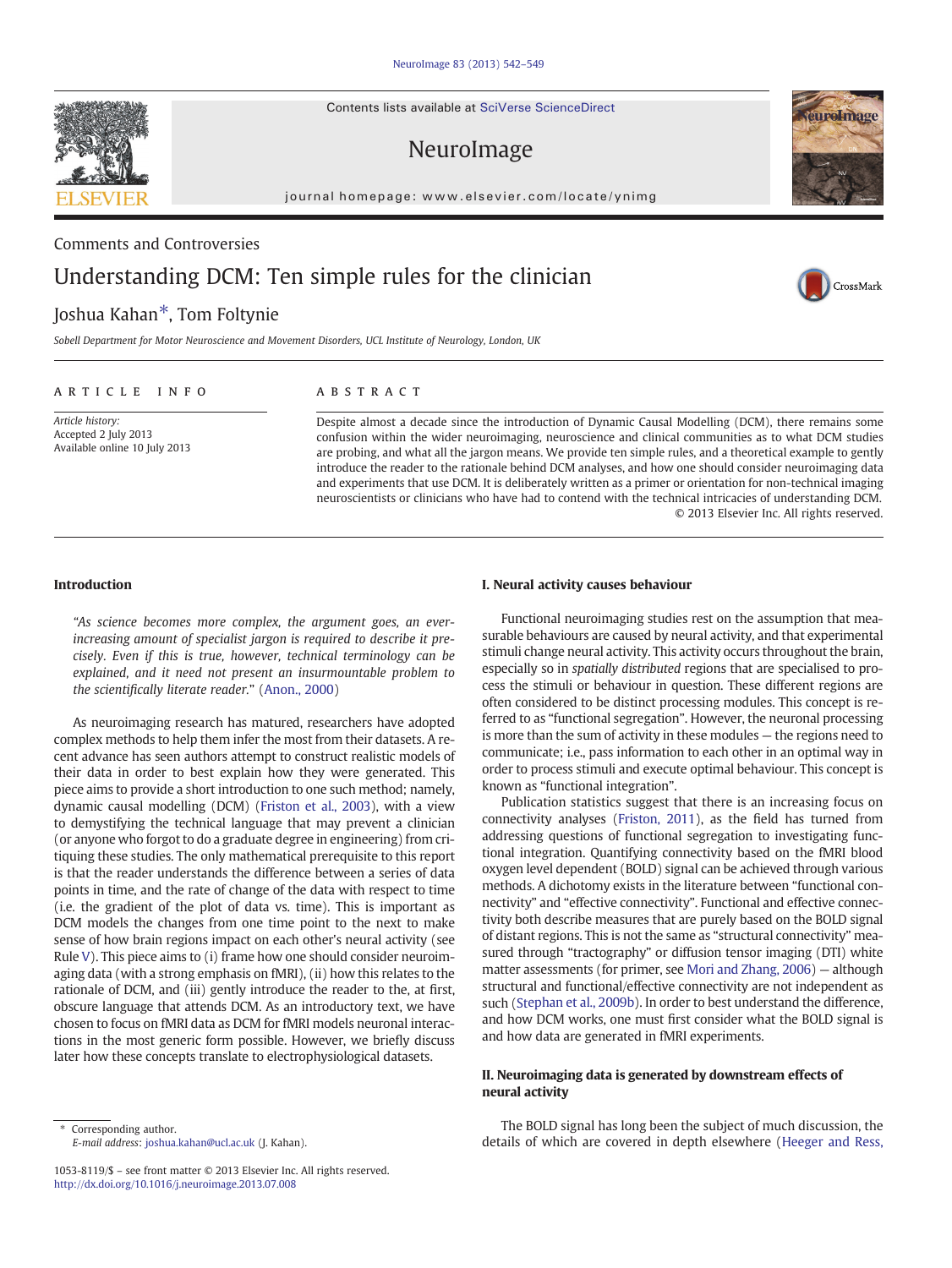Comments and Controversies

# Understanding DCM: Ten simple rules for the clinician

Joshua Kahan [*], Tom Foltynie

*Sobell Department for Motor Neuroscience and Movement Disorders, UCL Institute of Neurology, London, UK*

**ARTICLE INFO**

*Article history:*
Accepted 2 July 2013
Available online 10 July 2013

**ABSTRACT**

Despite almost a decade since the introduction of Dynamic Causal Modelling (DCM), there remains some confusion within the wider neuroimaging, neuroscience and clinical communities as to what DCM studies are probing, and what all the jargon means. We provide ten simple rules, and a theoretical example to gently introduce the reader to the rationale behind DCM analyses, and how one should consider neuroimaging data and experiments that use DCM. It is deliberately written as a primer or orientation for non-technical imaging neuroscientists or clinicians who have had to contend with the technical intricacies of understanding DCM.

© 2013 Elsevier Inc. All rights reserved.

## Introduction

> *"As science becomes more complex, the argument goes, an ever-increasing amount of specialist jargon is required to describe it precisely. Even if this is true, however, technical terminology can be explained, and it need not present an insurmountable problem to the scientifically literate reader."* (Anon., 2000)

As neuroimaging research has matured, researchers have adopted complex methods to help them infer the most from their datasets. A recent advance has seen authors attempt to construct realistic models of their data in order to best explain how they were generated. This piece aims to provide a short introduction to one such method; namely, dynamic causal modelling (DCM) (Friston et al., 2003), with a view to demystifying the technical language that may prevent a clinician (or anyone who forgot to do a graduate degree in engineering) from critiquing these studies. The only mathematical prerequisite to this report is that the reader understands the difference between a series of data points in time, and the rate of change of the data with respect to time (i.e. the gradient of the plot of data vs. time). This is important as DCM models the changes from one time point to the next to make sense of how brain regions impact on each other's neural activity (see Rule V). This piece aims to (i) frame how one should consider neuroimaging data (with a strong emphasis on fMRI), (ii) how this relates to the rationale of DCM, and (iii) gently introduce the reader to the, at first, obscure language that attends DCM. As an introductory text, we have chosen to focus on fMRI data as DCM for fMRI models neuronal interactions in the most generic form possible. However, we briefly discuss later how these concepts translate to electrophysiological datasets.

## I. Neural activity causes behaviour

Functional neuroimaging studies rest on the assumption that measurable behaviours are caused by neural activity, and that experimental stimuli change neural activity. This activity occurs throughout the brain, especially so in *spatially distributed* regions that are specialised to process the stimuli or behaviour in question. These different regions are often considered to be distinct processing modules. This concept is referred to as "functional segregation". However, the neuronal processing is more than the sum of activity in these modules — the regions need to communicate; i.e., pass information to each other in an optimal way in order to process stimuli and execute optimal behaviour. This concept is known as "functional integration".

Publication statistics suggest that there is an increasing focus on connectivity analyses (Friston, 2011), as the field has turned from addressing questions of functional segregation to investigating functional integration. Quantifying connectivity based on the fMRI blood oxygen level dependent (BOLD) signal can be achieved through various methods. A dichotomy exists in the literature between "functional connectivity" and "effective connectivity". Functional and effective connectivity both describe measures that are purely based on the BOLD signal of distant regions. This is not the same as "structural connectivity" measured through "tractography" or diffusion tensor imaging (DTI) white matter assessments (for primer, see Mori and Zhang, 2006) — although structural and functional/effective connectivity are not independent as such (Stephan et al., 2009b). In order to best understand the difference, and how DCM works, one must first consider what the BOLD signal is and how data are generated in fMRI experiments.

## II. Neuroimaging data is generated by downstream effects of neural activity

The BOLD signal has long been the subject of much discussion, the details of which are covered in depth elsewhere (Heeger and Ress,

---

* Corresponding author.
*E-mail address:* joshua.kahan@ucl.ac.uk (J. Kahan).

1053-8119/$ – see front matter © 2013 Elsevier Inc. All rights reserved.
http://dx.doi.org/10.1016/j.neuroimage.2013.07.008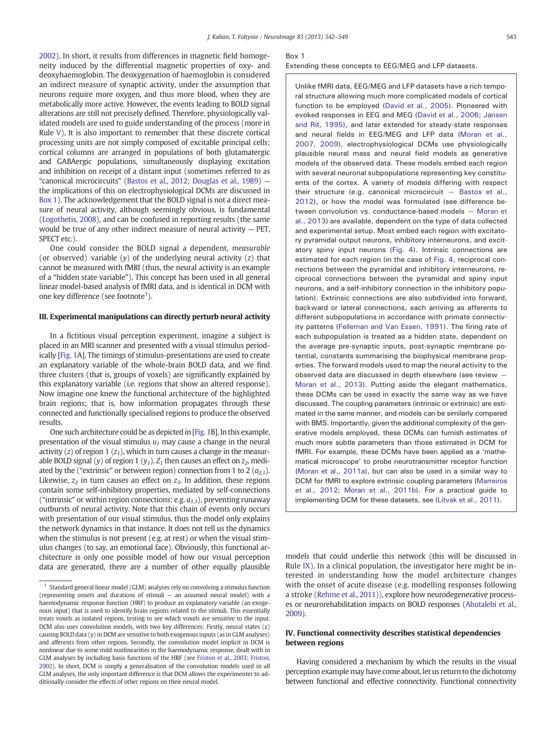2002). In short, it results from differences in magnetic field homogeneity induced by the differential magnetic properties of oxy- and deoxyhaemoglobin. The deoxygenation of haemoglobin is considered an indirect measure of synaptic activity, under the assumption that neurons require more oxygen, and thus more blood, when they are metabolically more active. However, the events leading to BOLD signal alterations are still not precisely defined. Therefore, physiologically validated models are used to guide understanding of the process (more in Rule V). It is also important to remember that these discrete cortical processing units are not simply composed of excitable principal cells; cortical columns are arranged in populations of both glutamatergic and GABAergic populations, simultaneously displaying excitation and inhibition on receipt of a distant input (sometimes referred to as "canonical microcircuits" (Bastos et al., 2012; Douglas et al., 1989) — the implications of this on electrophysiological DCMs are discussed in Box 1). The acknowledgement that the BOLD signal is not a direct measure of neural activity, although seemingly obvious, is fundamental (Logothetis, 2008), and can be confused in reporting results (the same would be true of any other indirect measure of neural activity — PET, SPECT etc.).

One could consider the BOLD signal a dependent, *measurable* (or observed) variable ($y$) of the underlying neural activity ($z$) that cannot be measured with fMRI (thus, the neural activity is an example of a "hidden state variable"). This concept has been used in all general linear model-based analysis of fMRI data, and is identical in DCM with one key difference (see footnote[1]).

## III. Experimental manipulations can directly perturb neural activity

In a fictitious visual perception experiment, imagine a subject is placed in an MRI scanner and presented with a visual stimulus periodically [Fig. 1A]. The timings of stimulus-presentations are used to create an explanatory variable of the whole-brain BOLD data, and we find three clusters (that is, groups of voxels) are significantly explained by this explanatory variable (i.e. regions that show an altered response). Now imagine one knew the functional architecture of the highlighted brain regions; that is, how information propagates through these connected and functionally specialised regions to produce the observed results.

One such architecture could be as depicted in [Fig. 1B]. In this example, presentation of the visual stimulus $u_1$ may cause a change in the neural activity ($z$) of region 1 ($z_1$), which in turn causes a change in the measurable BOLD signal ($y$) of region 1 ($y_1$). $Z_1$ then causes an effect on $z_2$, mediated by the ("extrinsic" or between region) connection from 1 to 2 ($a_{2,1}$). Likewise, $z_2$ in turn causes an effect on $z_3$. In addition, these regions contain some self-inhibitory properties, mediated by self-connections ("intrinsic" or within region connections; e.g. $a_{1,1}$), preventing runaway outbursts of neural activity. Note that this chain of events only occurs with presentation of our visual stimulus, thus the model only explains the network dynamics in that instance. It does not tell us the dynamics when the stimulus is not present (e.g. at rest) or when the visual stimulus changes (to say, an emotional face). Obviously, this functional architecture is only one possible model of how our visual perception data are generated, there are a number of other equally plausible models that could underlie this network (this will be discussed in Rule IX). In a clinical population, the investigator here might be interested in understanding how the model architecture changes with the onset of acute disease (e.g. modelling responses following a stroke (Rehme et al., 2011)), explore how neurodegenerative processes or neurorehabilitation impacts on BOLD responses (Abutalebi et al., 2009).

Box 1
Extending these concepts to EEG/MEG and LFP datasets.

> Unlike fMRI data, EEG/MEG and LFP datasets have a rich temporal structure allowing much more complicated models of cortical function to be employed (David et al., 2005). Pioneered with evoked responses in EEG and MEG (David et al., 2006; Jansen and Rit, 1995), and later extended for steady-state responses and neural fields in EEG/MEG and LFP data (Moran et al., 2007, 2009), electrophysiological DCMs use physiologically plausible neural mass and neural field models as generative models of the observed data. These models embed each region with several neuronal subpopulations representing key constituents of the cortex. A variety of models differing with respect their structure (e.g. canonical microcircuit — Bastos et al., 2012), or how the model was formulated (see difference between convolution vs. conductance-based models — Moran et al., 2013) are available, dependent on the type of data collected and experimental setup. Most embed each region with excitatory pyramidal output neurons, inhibitory interneurons, and excitatory spiny input neurons (Fig. 4). Intrinsic connections are estimated for each region (in the case of Fig. 4, reciprocal connections between the pyramidal and inhibitory interneurons, reciprocal connections between the pyramidal and spiny input neurons, and a self-inhibitory connection in the inhibitory population). Extrinsic connections are also subdivided into forward, backward or lateral connections, each arriving as afferents to different subpopulations in accordance with primate connectivity patterns (Felleman and Van Essen, 1991). The firing rate of each subpopulation is treated as a hidden state, dependent on the average pre-synaptic inputs, post-synaptic membrane potential, constants summarising the biophysical membrane properties. The forward models used to map the neural activity to the observed data are discussed in depth elsewhere (see review — Moran et al., 2013). Putting aside the elegant mathematics, these DCMs can be used in exactly the same way as we have discussed. The coupling parameters (intrinsic or extrinsic) are estimated in the same manner, and models can be similarly compared with BMS. Importantly, given the additional complexity of the generative models employed, these DCMs can furnish estimates of much more subtle parameters than those estimated in DCM for fMRI. For example, these DCMs have been applied as a 'mathematical microscope' to probe neurotransmitter receptor function (Moran et al., 2011a), but can also be used in a similar way to DCM for fMRI to explore extrinsic coupling parameters (Marreiros et al., 2012; Moran et al., 2011b). For a practical guide to implementing DCM for these datasets, see (Litvak et al., 2011).

## IV. Functional connectivity describes statistical dependencies between regions

Having considered a mechanism by which the results in the visual perception example may have come about, let us return to the dichotomy between functional and effective connectivity. Functional connectivity

---

[1] Standard general linear model (GLM) analyses rely on convolving a stimulus function (representing onsets and durations of stimuli — an assumed neural model) with a haemodynamic response function (HRF) to produce an explanatory variable (an exogenous input) that is used to identify brain regions related to the stimuli. This essentially treats voxels as isolated regions, testing to see which voxels are sensitive to the input. DCM also uses convolution models, with two key differences: Firstly, neural states ($z$) causing BOLD data ($y$) in DCM are sensitive to both exogenous inputs (as in GLM analyses) and afferents from other regions. Secondly, the convolution model implicit in DCM is nonlinear due to some mild nonlinearities in the haemodynamic response, dealt with in GLM analyses by including basis functions of the HRF (see Friston et al., 2003; Friston, 2002). In short, DCM is simply a generalisation of the convolution models used in all GLM analyses, the only important difference is that DCM allows the experimenter to additionally consider the effects of other regions on their neural model.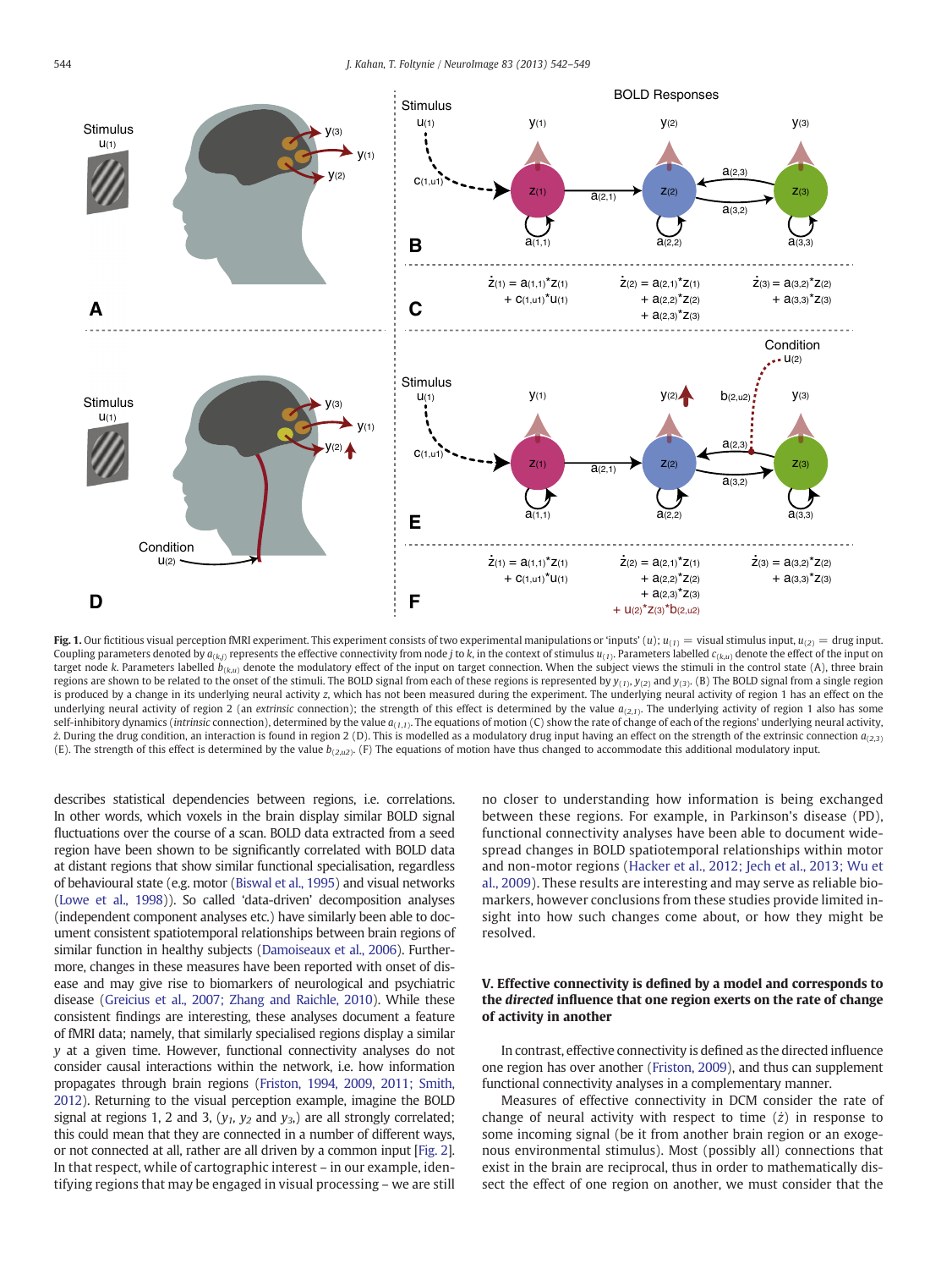**Fig. 1.** Our fictitious visual perception fMRI experiment. This experiment consists of two experimental manipulations or 'inputs' ($u$); $u_{(1)}$ = visual stimulus input, $u_{(2)}$ = drug input. Coupling parameters denoted by $a_{(k,j)}$ represents the effective connectivity from node $j$ to $k$, in the context of stimulus $u_{(1)}$. Parameters labelled $c_{(k,u)}$ denote the effect of the input on target node $k$. Parameters labelled $b_{(k,u)}$ denote the modulatory effect of the input on target connection. When the subject views the stimuli in the control state (A), three brain regions are shown to be related to the onset of the stimuli. The BOLD signal from each of these regions is represented by $y_{(1)}$, $y_{(2)}$ and $y_{(3)}$. (B) The BOLD signal from a single region is produced by a change in its underlying neural activity $z$, which has not been measured during the experiment. The underlying neural activity of region 1 has an effect on the underlying neural activity of region 2 (an *extrinsic* connection); the strength of this effect is determined by the value $a_{(2,1)}$. The underlying activity of region 1 also has some self-inhibitory dynamics (*intrinsic* connection), determined by the value $a_{(1,1)}$. The equations of motion (C) show the rate of change of each of the regions' underlying neural activity, $\dot{z}$. During the drug condition, an interaction is found in region 2 (D). This is modelled as a modulatory drug input having an effect on the strength of the extrinsic connection $a_{(2,3)}$ (E). The strength of this effect is determined by the value $b_{(2,u2)}$. (F) The equations of motion have thus changed to accommodate this additional modulatory input.

describes statistical dependencies between regions, i.e. correlations. In other words, which voxels in the brain display similar BOLD signal fluctuations over the course of a scan. BOLD data extracted from a seed region have been shown to be significantly correlated with BOLD data at distant regions that show similar functional specialisation, regardless of behavioural state (e.g. motor (Biswal et al., 1995) and visual networks (Lowe et al., 1998)). So called 'data-driven' decomposition analyses (independent component analyses etc.) have similarly been able to document consistent spatiotemporal relationships between brain regions of similar function in healthy subjects (Damoiseaux et al., 2006). Furthermore, changes in these measures have been reported with onset of disease and may give rise to biomarkers of neurological and psychiatric disease (Greicius et al., 2007; Zhang and Raichle, 2010). While these consistent findings are interesting, these analyses document a feature of fMRI data; namely, that similarly specialised regions display a similar $y$ at a given time. However, functional connectivity analyses do not consider causal interactions within the network, i.e. how information propagates through brain regions (Friston, 1994, 2009, 2011; Smith, 2012). Returning to the visual perception example, imagine the BOLD signal at regions 1, 2 and 3, ($y_1$, $y_2$ and $y_3$) are all strongly correlated; this could mean that they are connected in a number of different ways, or not connected at all, rather are all driven by a common input [Fig. 2]. In that respect, while of cartographic interest – in our example, identifying regions that may be engaged in visual processing – we are still no closer to understanding how information is being exchanged between these regions. For example, in Parkinson's disease (PD), functional connectivity analyses have been able to document wide-spread changes in BOLD spatiotemporal relationships within motor and non-motor regions (Hacker et al., 2012; Jech et al., 2013; Wu et al., 2009). These results are interesting and may serve as reliable biomarkers, however conclusions from these studies provide limited insight into how such changes come about, or how they might be resolved.

### V. Effective connectivity is defined by a model and corresponds to the *directed* influence that one region exerts on the rate of change of activity in another

In contrast, effective connectivity is defined as the directed influence one region has over another (Friston, 2009), and thus can supplement functional connectivity analyses in a complementary manner.

Measures of effective connectivity in DCM consider the rate of change of neural activity with respect to time ($\dot{z}$) in response to some incoming signal (be it from another brain region or an exogenous environmental stimulus). Most (possibly all) connections that exist in the brain are reciprocal, thus in order to mathematically dissect the effect of one region on another, we must consider that the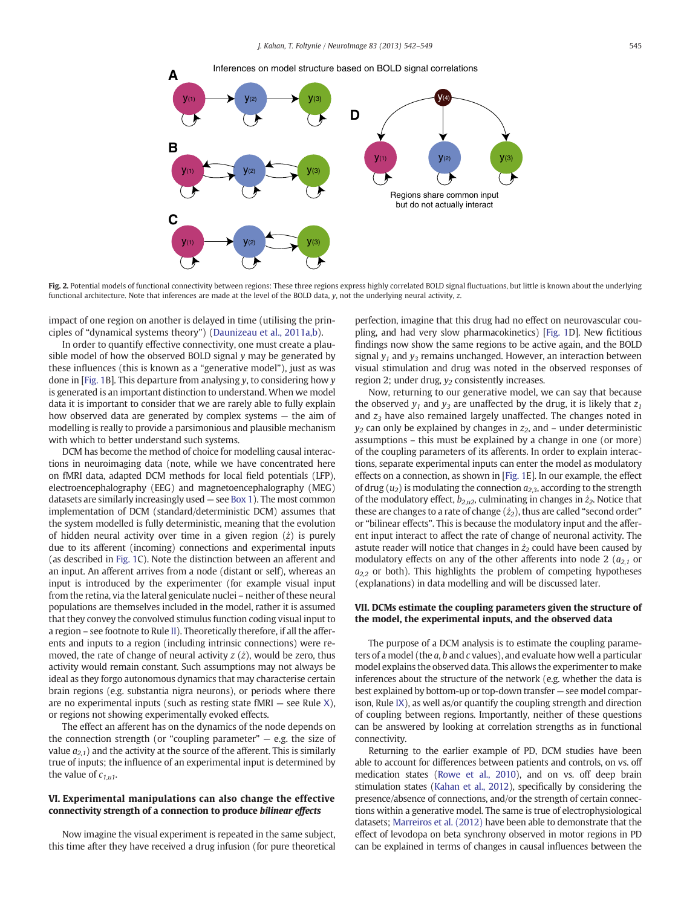Inferences on model structure based on BOLD signal correlations

Regions share common input but do not actually interact

Fig. 2. Potential models of functional connectivity between regions: These three regions express highly correlated BOLD signal fluctuations, but little is known about the underlying functional architecture. Note that inferences are made at the level of the BOLD data, *y*, not the underlying neural activity, *z*.

impact of one region on another is delayed in time (utilising the principles of "dynamical systems theory") (Daunizeau et al., 2011a,b).

In order to quantify effective connectivity, one must create a plausible model of how the observed BOLD signal *y* may be generated by these influences (this is known as a "generative model"), just as was done in [Fig. 1B]. This departure from analysing *y*, to considering how *y* is generated is an important distinction to understand. When we model data it is important to consider that we are rarely able to fully explain how observed data are generated by complex systems — the aim of modelling is really to provide a parsimonious and plausible mechanism with which to better understand such systems.

DCM has become the method of choice for modelling causal interactions in neuroimaging data (note, while we have concentrated here on fMRI data, adapted DCM methods for local field potentials (LFP), electroencephalography (EEG) and magnetoencephalography (MEG) datasets are similarly increasingly used — see Box 1). The most common implementation of DCM (standard/deterministic DCM) assumes that the system modelled is fully deterministic, meaning that the evolution of hidden neural activity over time in a given region ($\dot{z}$) is purely due to its afferent (incoming) connections and experimental inputs (as described in Fig. 1C). Note the distinction between an afferent and an input. An afferent arrives from a node (distant or self), whereas an input is introduced by the experimenter (for example visual input from the retina, via the lateral geniculate nuclei – neither of these neural populations are themselves included in the model, rather it is assumed that they convey the convolved stimulus function coding visual input to a region – see footnote to Rule II). Theoretically therefore, if all the afferents and inputs to a region (including intrinsic connections) were removed, the rate of change of neural activity $z$ ($\dot{z}$), would be zero, thus activity would remain constant. Such assumptions may not always be ideal as they forgo autonomous dynamics that may characterise certain brain regions (e.g. substantia nigra neurons), or periods where there are no experimental inputs (such as resting state fMRI — see Rule X), or regions not showing experimentally evoked effects.

The effect an afferent has on the dynamics of the node depends on the connection strength (or "coupling parameter" — e.g. the size of value $a_{2,1}$) and the activity at the source of the afferent. This is similarly true of inputs; the influence of an experimental input is determined by the value of $c_{1,u1}$.

## VI. Experimental manipulations can also change the effective connectivity strength of a connection to produce *bilinear effects*

Now imagine the visual experiment is repeated in the same subject, this time after they have received a drug infusion (for pure theoretical perfection, imagine that this drug had no effect on neurovascular coupling, and had very slow pharmacokinetics) [Fig. 1D]. New fictitious findings now show the same regions to be active again, and the BOLD signal $y_1$ and $y_3$ remains unchanged. However, an interaction between visual stimulation and drug was noted in the observed responses of region 2; under drug, $y_2$ consistently increases.

Now, returning to our generative model, we can say that because the observed $y_1$ and $y_3$ are unaffected by the drug, it is likely that $z_1$ and $z_3$ have also remained largely unaffected. The changes noted in $y_2$ can only be explained by changes in $z_2$, and – under deterministic assumptions – this must be explained by a change in one (or more) of the coupling parameters of its afferents. In order to explain interactions, separate experimental inputs can enter the model as modulatory effects on a connection, as shown in [Fig. 1E]. In our example, the effect of drug ($u_2$) is modulating the connection $a_{2,3}$, according to the strength of the modulatory effect, $b_{2,u2}$, culminating in changes in $\dot{z}_2$. Notice that these are changes to a rate of change ($\dot{z}_2$), thus are called "second order" or "bilinear effects". This is because the modulatory input and the afferent input interact to affect the rate of change of neuronal activity. The astute reader will notice that changes in $\dot{z}_2$ could have been caused by modulatory effects on any of the other afferents into node 2 ($a_{2,1}$ or $a_{2,2}$ or both). This highlights the problem of competing hypotheses (explanations) in data modelling and will be discussed later.

## VII. DCMs estimate the coupling parameters given the structure of the model, the experimental inputs, and the observed data

The purpose of a DCM analysis is to estimate the coupling parameters of a model (the *a*, *b* and *c* values), and evaluate how well a particular model explains the observed data. This allows the experimenter to make inferences about the structure of the network (e.g. whether the data is best explained by bottom-up or top-down transfer — see model comparison, Rule IX), as well as/or quantify the coupling strength and direction of coupling between regions. Importantly, neither of these questions can be answered by looking at correlation strengths as in functional connectivity.

Returning to the earlier example of PD, DCM studies have been able to account for differences between patients and controls, on vs. off medication states (Rowe et al., 2010), and on vs. off deep brain stimulation states (Kahan et al., 2012), specifically by considering the presence/absence of connections, and/or the strength of certain connections within a generative model. The same is true of electrophysiological datasets; Marreiros et al. (2012) have been able to demonstrate that the effect of levodopa on beta synchrony observed in motor regions in PD can be explained in terms of changes in causal influences between the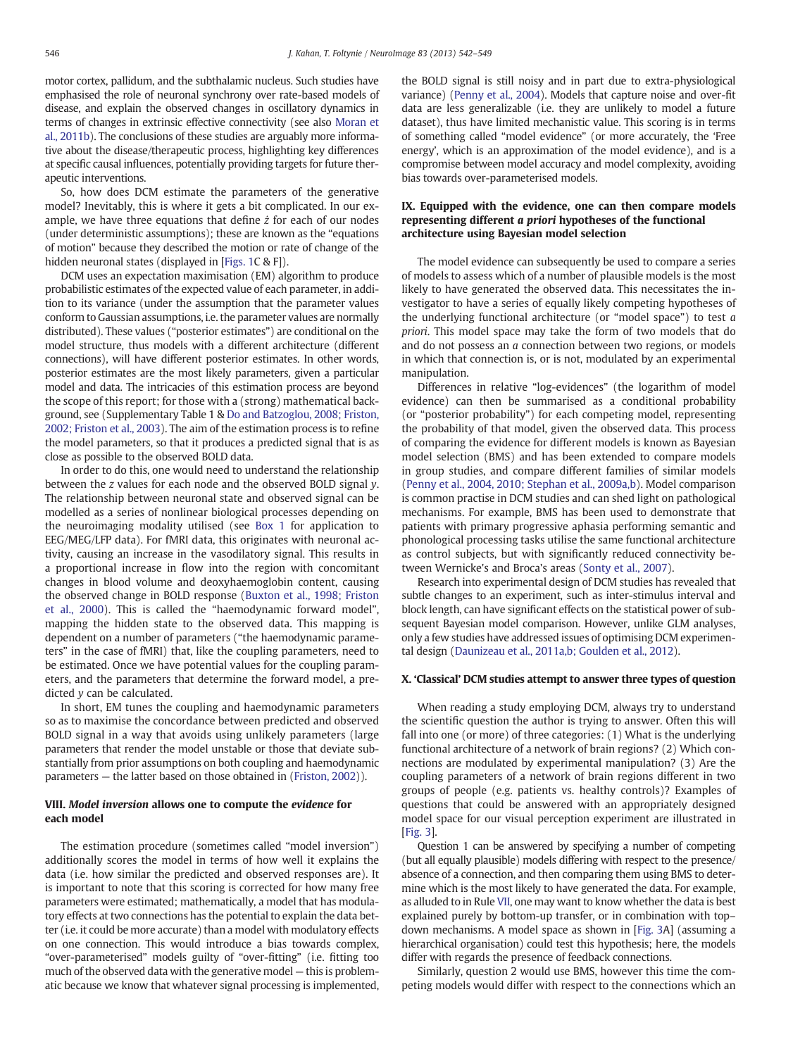motor cortex, pallidum, and the subthalamic nucleus. Such studies have emphasised the role of neuronal synchrony over rate-based models of disease, and explain the observed changes in oscillatory dynamics in terms of changes in extrinsic effective connectivity (see also Moran et al., 2011b). The conclusions of these studies are arguably more informative about the disease/therapeutic process, highlighting key differences at specific causal influences, potentially providing targets for future therapeutic interventions.

So, how does DCM estimate the parameters of the generative model? Inevitably, this is where it gets a bit complicated. In our example, we have three equations that define $\dot{z}$ for each of our nodes (under deterministic assumptions); these are known as the "equations of motion" because they described the motion or rate of change of the hidden neuronal states (displayed in [Figs. 1C & F]).

DCM uses an expectation maximisation (EM) algorithm to produce probabilistic estimates of the expected value of each parameter, in addition to its variance (under the assumption that the parameter values conform to Gaussian assumptions, i.e. the parameter values are normally distributed). These values ("posterior estimates") are conditional on the model structure, thus models with a different architecture (different connections), will have different posterior estimates. In other words, posterior estimates are the most likely parameters, given a particular model and data. The intricacies of this estimation process are beyond the scope of this report; for those with a (strong) mathematical background, see (Supplementary Table 1 & Do and Batzoglou, 2008; Friston, 2002; Friston et al., 2003). The aim of the estimation process is to refine the model parameters, so that it produces a predicted signal that is as close as possible to the observed BOLD data.

In order to do this, one would need to understand the relationship between the $z$ values for each node and the observed BOLD signal $y$. The relationship between neuronal state and observed signal can be modelled as a series of nonlinear biological processes depending on the neuroimaging modality utilised (see Box 1 for application to EEG/MEG/LFP data). For fMRI data, this originates with neuronal activity, causing an increase in the vasodilatory signal. This results in a proportional increase in flow into the region with concomitant changes in blood volume and deoxyhaemoglobin content, causing the observed change in BOLD response (Buxton et al., 1998; Friston et al., 2000). This is called the "haemodynamic forward model", mapping the hidden state to the observed data. This mapping is dependent on a number of parameters ("the haemodynamic parameters" in the case of fMRI) that, like the coupling parameters, need to be estimated. Once we have potential values for the coupling parameters, and the parameters that determine the forward model, a predicted $y$ can be calculated.

In short, EM tunes the coupling and haemodynamic parameters so as to maximise the concordance between predicted and observed BOLD signal in a way that avoids using unlikely parameters (large parameters that render the model unstable or those that deviate substantially from prior assumptions on both coupling and haemodynamic parameters — the latter based on those obtained in (Friston, 2002)).

## VIII. *Model inversion* allows one to compute the *evidence* for each model

The estimation procedure (sometimes called "model inversion") additionally scores the model in terms of how well it explains the data (i.e. how similar the predicted and observed responses are). It is important to note that this scoring is corrected for how many free parameters were estimated; mathematically, a model that has modulatory effects at two connections has the potential to explain the data better (i.e. it could be more accurate) than a model with modulatory effects on one connection. This would introduce a bias towards complex, "over-parameterised" models guilty of "over-fitting" (i.e. fitting too much of the observed data with the generative model — this is problematic because we know that whatever signal processing is implemented, the BOLD signal is still noisy and in part due to extra-physiological variance) (Penny et al., 2004). Models that capture noise and over-fit data are less generalizable (i.e. they are unlikely to model a future dataset), thus have limited mechanistic value. This scoring is in terms of something called "model evidence" (or more accurately, the 'Free energy', which is an approximation of the model evidence), and is a compromise between model accuracy and model complexity, avoiding bias towards over-parameterised models.

## IX. Equipped with the evidence, one can then compare models representing different *a priori* hypotheses of the functional architecture using Bayesian model selection

The model evidence can subsequently be used to compare a series of models to assess which of a number of plausible models is the most likely to have generated the observed data. This necessitates the investigator to have a series of equally likely competing hypotheses of the underlying functional architecture (or "model space") to test *a priori*. This model space may take the form of two models that do and do not possess an *a* connection between two regions, or models in which that connection is, or is not, modulated by an experimental manipulation.

Differences in relative "log-evidences" (the logarithm of model evidence) can then be summarised as a conditional probability (or "posterior probability") for each competing model, representing the probability of that model, given the observed data. This process of comparing the evidence for different models is known as Bayesian model selection (BMS) and has been extended to compare models in group studies, and compare different families of similar models (Penny et al., 2004, 2010; Stephan et al., 2009a,b). Model comparison is common practise in DCM studies and can shed light on pathological mechanisms. For example, BMS has been used to demonstrate that patients with primary progressive aphasia performing semantic and phonological processing tasks utilise the same functional architecture as control subjects, but with significantly reduced connectivity between Wernicke's and Broca's areas (Sonty et al., 2007).

Research into experimental design of DCM studies has revealed that subtle changes to an experiment, such as inter-stimulus interval and block length, can have significant effects on the statistical power of subsequent Bayesian model comparison. However, unlike GLM analyses, only a few studies have addressed issues of optimising DCM experimental design (Daunizeau et al., 2011a,b; Goulden et al., 2012).

## X. 'Classical' DCM studies attempt to answer three types of question

When reading a study employing DCM, always try to understand the scientific question the author is trying to answer. Often this will fall into one (or more) of three categories: (1) What is the underlying functional architecture of a network of brain regions? (2) Which connections are modulated by experimental manipulation? (3) Are the coupling parameters of a network of brain regions different in two groups of people (e.g. patients vs. healthy controls)? Examples of questions that could be answered with an appropriately designed model space for our visual perception experiment are illustrated in [Fig. 3].

Question 1 can be answered by specifying a number of competing (but all equally plausible) models differing with respect to the presence/absence of a connection, and then comparing them using BMS to determine which is the most likely to have generated the data. For example, as alluded to in Rule VII, one may want to know whether the data is best explained purely by bottom-up transfer, or in combination with top–down mechanisms. A model space as shown in [Fig. 3A] (assuming a hierarchical organisation) could test this hypothesis; here, the models differ with regards the presence of feedback connections.

Similarly, question 2 would use BMS, however this time the competing models would differ with respect to the connections which an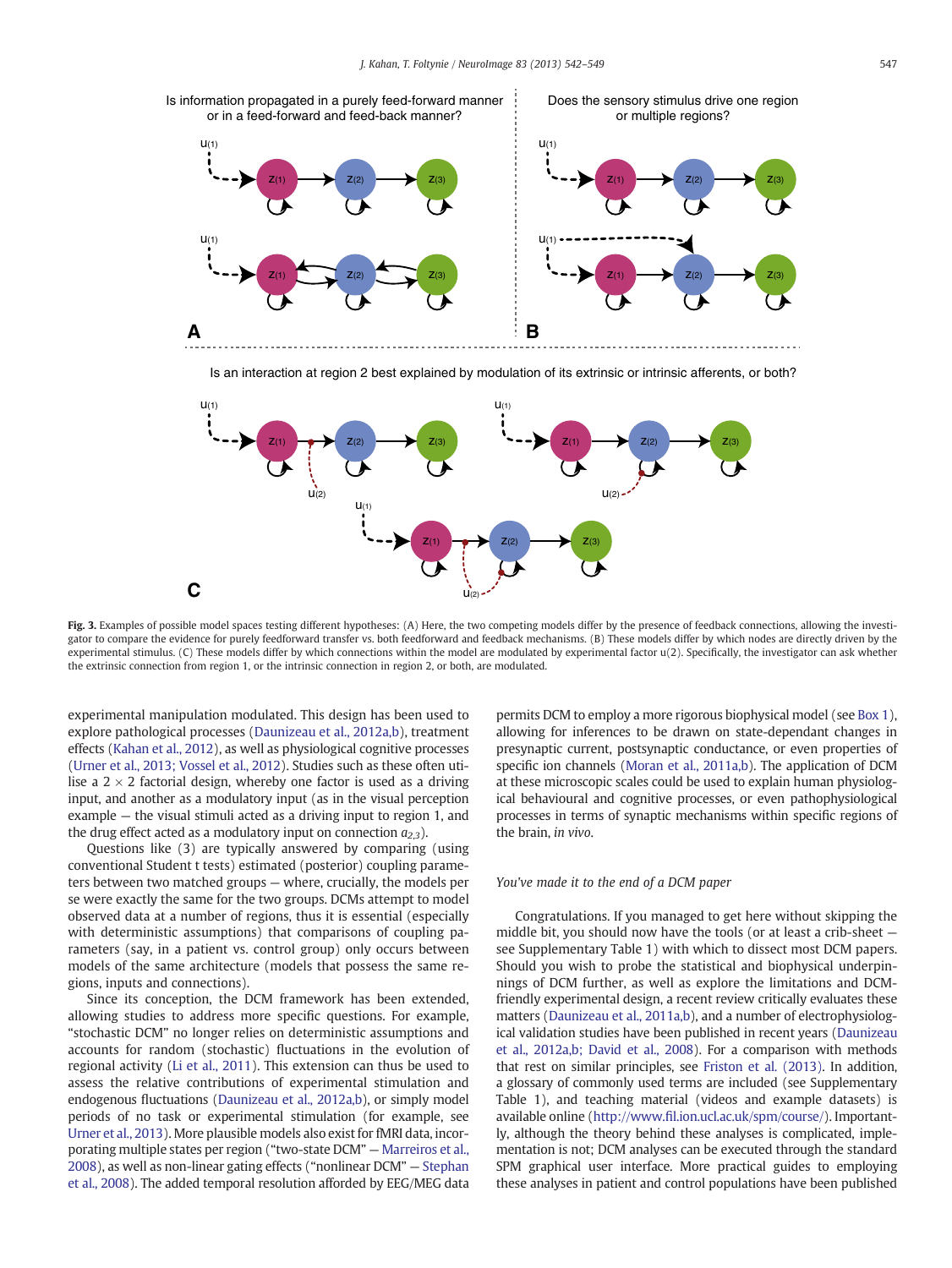Is information propagated in a purely feed-forward manner or in a feed-forward and feed-back manner?

Does the sensory stimulus drive one region or multiple regions?

Is an interaction at region 2 best explained by modulation of its extrinsic or intrinsic afferents, or both?

**Fig. 3.** Examples of possible model spaces testing different hypotheses: (A) Here, the two competing models differ by the presence of feedback connections, allowing the investigator to compare the evidence for purely feedforward transfer vs. both feedforward and feedback mechanisms. (B) These models differ by which nodes are directly driven by the experimental stimulus. (C) These models differ by which connections within the model are modulated by experimental factor u(2). Specifically, the investigator can ask whether the extrinsic connection from region 1, or the intrinsic connection in region 2, or both, are modulated.

experimental manipulation modulated. This design has been used to explore pathological processes (Daunizeau et al., 2012a,b), treatment effects (Kahan et al., 2012), as well as physiological cognitive processes (Urner et al., 2013; Vossel et al., 2012). Studies such as these often utilise a 2 × 2 factorial design, whereby one factor is used as a driving input, and another as a modulatory input (as in the visual perception example — the visual stimuli acted as a driving input to region 1, and the drug effect acted as a modulatory input on connection $a_{2,3}$).

Questions like (3) are typically answered by comparing (using conventional Student t tests) estimated (posterior) coupling parameters between two matched groups — where, crucially, the models per se were exactly the same for the two groups. DCMs attempt to model observed data at a number of regions, thus it is essential (especially with deterministic assumptions) that comparisons of coupling parameters (say, in a patient vs. control group) only occurs between models of the same architecture (models that possess the same regions, inputs and connections).

Since its conception, the DCM framework has been extended, allowing studies to address more specific questions. For example, "stochastic DCM" no longer relies on deterministic assumptions and accounts for random (stochastic) fluctuations in the evolution of regional activity (Li et al., 2011). This extension can thus be used to assess the relative contributions of experimental stimulation and endogenous fluctuations (Daunizeau et al., 2012a,b), or simply model periods of no task or experimental stimulation (for example, see Urner et al., 2013). More plausible models also exist for fMRI data, incorporating multiple states per region ("two-state DCM" — Marreiros et al., 2008), as well as non-linear gating effects ("nonlinear DCM" — Stephan et al., 2008). The added temporal resolution afforded by EEG/MEG data permits DCM to employ a more rigorous biophysical model (see Box 1), allowing for inferences to be drawn on state-dependant changes in presynaptic current, postsynaptic conductance, or even properties of specific ion channels (Moran et al., 2011a,b). The application of DCM at these microscopic scales could be used to explain human physiological behavioural and cognitive processes, or even pathophysiological processes in terms of synaptic mechanisms within specific regions of the brain, *in vivo*.

### You've made it to the end of a DCM paper

Congratulations. If you managed to get here without skipping the middle bit, you should now have the tools (or at least a crib-sheet — see Supplementary Table 1) with which to dissect most DCM papers. Should you wish to probe the statistical and biophysical underpinnings of DCM further, as well as explore the limitations and DCM-friendly experimental design, a recent review critically evaluates these matters (Daunizeau et al., 2011a,b), and a number of electrophysiological validation studies have been published in recent years (Daunizeau et al., 2012a,b; David et al., 2008). For a comparison with methods that rest on similar principles, see Friston et al. (2013). In addition, a glossary of commonly used terms are included (see Supplementary Table 1), and teaching material (videos and example datasets) is available online (http://www.fil.ion.ucl.ac.uk/spm/course/). Importantly, although the theory behind these analyses is complicated, implementation is not; DCM analyses can be executed through the standard SPM graphical user interface. More practical guides to employing these analyses in patient and control populations have been published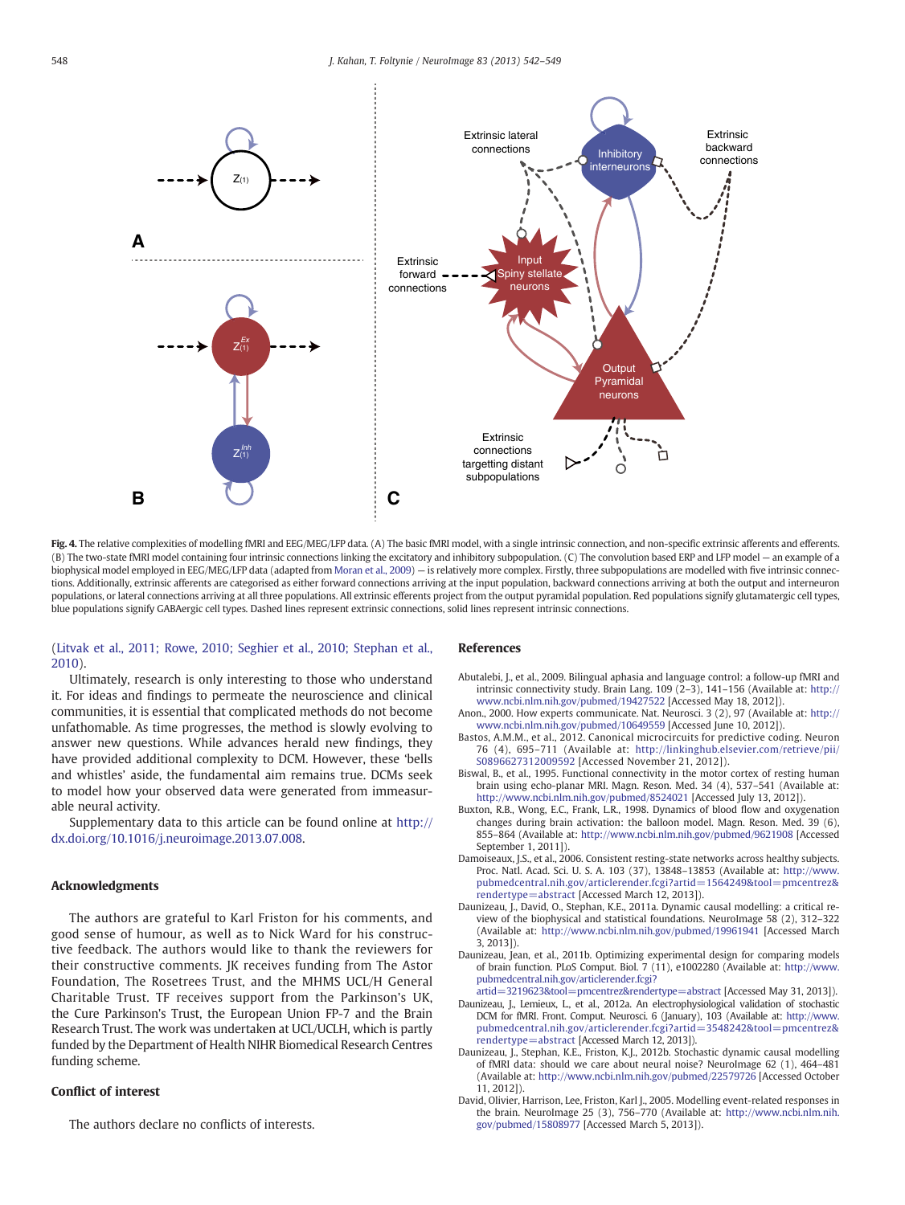A

B

C

$Z_{(1)}$

$Z^{Ex}_{(1)}$

$Z^{Inh}_{(1)}$

Extrinsic lateral connections

Inhibitory interneurons

Extrinsic backward connections

Extrinsic forward connections

Input Spiny stellate neurons

Output Pyramidal neurons

Extrinsic connections targetting distant subpopulations

**Fig. 4.** The relative complexities of modelling fMRI and EEG/MEG/LFP data. (A) The basic fMRI model, with a single intrinsic connection, and non-specific extrinsic afferents and efferents. (B) The two-state fMRI model containing four intrinsic connections linking the excitatory and inhibitory subpopulation. (C) The convolution based ERP and LFP model — an example of a biophysical model employed in EEG/MEG/LFP data (adapted from Moran et al., 2009) — is relatively more complex. Firstly, three subpopulations are modelled with five intrinsic connections. Additionally, extrinsic afferents are categorised as either forward connections arriving at the input population, backward connections arriving at both the output and interneuron populations, or lateral connections arriving at all three populations. All extrinsic efferents project from the output pyramidal population. Red populations signify glutamatergic cell types, blue populations signify GABAergic cell types. Dashed lines represent extrinsic connections, solid lines represent intrinsic connections.

(Litvak et al., 2011; Rowe, 2010; Seghier et al., 2010; Stephan et al., 2010).

Ultimately, research is only interesting to those who understand it. For ideas and findings to permeate the neuroscience and clinical communities, it is essential that complicated methods do not become unfathomable. As time progresses, the method is slowly evolving to answer new questions. While advances herald new findings, they have provided additional complexity to DCM. However, these 'bells and whistles' aside, the fundamental aim remains true. DCMs seek to model how your observed data were generated from immeasurable neural activity.

Supplementary data to this article can be found online at http://dx.doi.org/10.1016/j.neuroimage.2013.07.008.

## Acknowledgments

The authors are grateful to Karl Friston for his comments, and good sense of humour, as well as to Nick Ward for his constructive feedback. The authors would like to thank the reviewers for their constructive comments. JK receives funding from The Astor Foundation, The Rosetrees Trust, and the MHMS UCL/H General Charitable Trust. TF receives support from the Parkinson's UK, the Cure Parkinson's Trust, the European Union FP-7 and the Brain Research Trust. The work was undertaken at UCL/UCLH, which is partly funded by the Department of Health NIHR Biomedical Research Centres funding scheme.

## Conflict of interest

The authors declare no conflicts of interests.

## References

Abutalebi, J., et al., 2009. Bilingual aphasia and language control: a follow-up fMRI and intrinsic connectivity study. Brain Lang. 109 (2–3), 141–156 (Available at: http://www.ncbi.nlm.nih.gov/pubmed/19427522 [Accessed May 18, 2012]).

Anon., 2000. How experts communicate. Nat. Neurosci. 3 (2), 97 (Available at: http://www.ncbi.nlm.nih.gov/pubmed/10649559 [Accessed June 10, 2012]).

Bastos, A.M.M., et al., 2012. Canonical microcircuits for predictive coding. Neuron 76 (4), 695–711 (Available at: http://linkinghub.elsevier.com/retrieve/pii/S0896627312009592 [Accessed November 21, 2012]).

Biswal, B., et al., 1995. Functional connectivity in the motor cortex of resting human brain using echo-planar MRI. Magn. Reson. Med. 34 (4), 537–541 (Available at: http://www.ncbi.nlm.nih.gov/pubmed/8524021 [Accessed July 13, 2012]).

Buxton, R.B., Wong, E.C., Frank, L.R., 1998. Dynamics of blood flow and oxygenation changes during brain activation: the balloon model. Magn. Reson. Med. 39 (6), 855–864 (Available at: http://www.ncbi.nlm.nih.gov/pubmed/9621908 [Accessed September 1, 2011]).

Damoiseaux, J.S., et al., 2006. Consistent resting-state networks across healthy subjects. Proc. Natl. Acad. Sci. U. S. A. 103 (37), 13848–13853 (Available at: http://www.pubmedcentral.nih.gov/articlerender.fcgi?artid=1564249&tool=pmcentrez&rendertype=abstract [Accessed March 12, 2013]).

Daunizeau, J., David, O., Stephan, K.E., 2011a. Dynamic causal modelling: a critical review of the biophysical and statistical foundations. NeuroImage 58 (2), 312–322 (Available at: http://www.ncbi.nlm.nih.gov/pubmed/19961941 [Accessed March 3, 2013]).

Daunizeau, Jean, et al., 2011b. Optimizing experimental design for comparing models of brain function. PLoS Comput. Biol. 7 (11), e1002280 (Available at: http://www.pubmedcentral.nih.gov/articlerender.fcgi?artid=3219623&tool=pmcentrez&rendertype=abstract [Accessed May 31, 2013]).

Daunizeau, J., Lemieux, L., et al., 2012a. An electrophysiological validation of stochastic DCM for fMRI. Front. Comput. Neurosci. 6 (January), 103 (Available at: http://www.pubmedcentral.nih.gov/articlerender.fcgi?artid=3548242&tool=pmcentrez&rendertype=abstract [Accessed March 12, 2013]).

Daunizeau, J., Stephan, K.E., Friston, K.J., 2012b. Stochastic dynamic causal modelling of fMRI data: should we care about neural noise? NeuroImage 62 (1), 464–481 (Available at: http://www.ncbi.nlm.nih.gov/pubmed/22579726 [Accessed October 11, 2012]).

David, Olivier, Harrison, Lee, Friston, Karl J., 2005. Modelling event-related responses in the brain. NeuroImage 25 (3), 756–770 (Available at: http://www.ncbi.nlm.nih.gov/pubmed/15808977 [Accessed March 5, 2013]).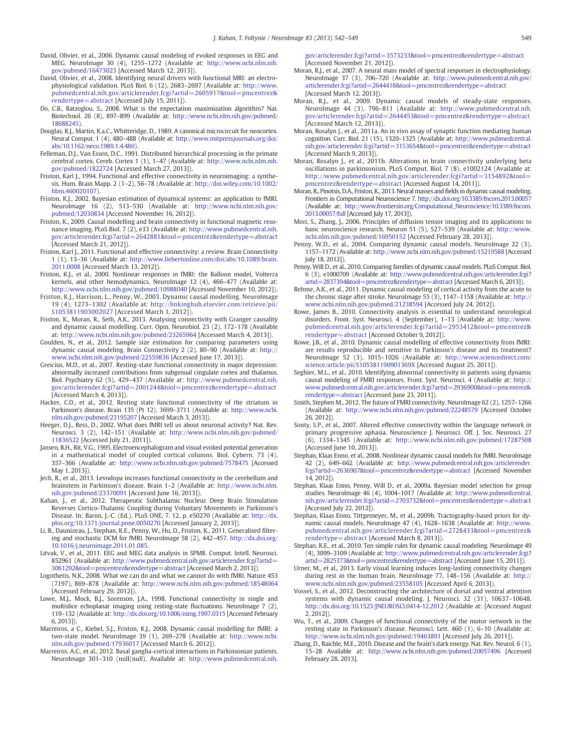David, Olivier, et al., 2006. Dynamic causal modeling of evoked responses in EEG and MEG. NeuroImage 30 (4), 1255–1272 (Available at: http://www.ncbi.nlm.nih.gov/pubmed/16473023 [Accessed March 12, 2013]).

David, Olivier, et al., 2008. Identifying neural drivers with functional MRI: an electrophysiological validation. PLoS Biol. 6 (12), 2683–2697 (Available at: http://www.pubmedcentral.nih.gov/articlerender.fcgi?artid=2605917&tool=pmcentrez&rendertype=abstract [Accessed July 15, 2011]).

Do, C.B., Batzoglou, S., 2008. What is the expectation maximization algorithm? Nat. Biotechnol. 26 (8), 897–899 (Available at: http://www.ncbi.nlm.nih.gov/pubmed/18688245).

Douglas, R.J., Martin, K.a.C., Whitteridge, D., 1989. A canonical microcircuit for neocortex. Neural Comput. 1 (4), 480–488 (Available at: http://www.mitpressjournals.org/doi/abs/10.1162/neco.1989.1.4.480).

Felleman, D.J., Van Essen, D.C., 1991. Distributed hierarchical processing in the primate cerebral cortex. Cereb. Cortex 1 (1), 1–47 (Available at: http://www.ncbi.nlm.nih.gov/pubmed/1822724 [Accessed March 27, 2013]).

Friston, Karl J., 1994. Functional and effective connectivity in neuroimaging: a synthesis. Hum. Brain Mapp. 2 (1–2), 56–78 (Available at: http://doi.wiley.com/10.1002/hbm.460020107).

Friston, K.J., 2002. Bayesian estimation of dynamical systems: an application to fMRI. NeuroImage 16 (2), 513–530 (Available at: http://www.ncbi.nlm.nih.gov/pubmed/12030834 [Accessed November 16, 2012]).

Friston, K., 2009. Causal modelling and brain connectivity in functional magnetic resonance imaging. PLoS Biol. 7 (2), e33 (Available at: http://www.pubmedcentral.nih.gov/articlerender.fcgi?artid=2642881&tool=pmcentrez&rendertype=abstract [Accessed March 21, 2012]).

Friston, Karl J., 2011. Functional and effective connectivity: a review. Brain Connectivity 1 (1), 13–36 (Available at: http://www.liebertonline.com/doi/abs/10.1089/brain.2011.0008 [Accessed March 13, 2012]).

Friston, K.J., et al., 2000. Nonlinear responses in fMRI: the Balloon model, Volterra kernels, and other hemodynamics. NeuroImage 12 (4), 466–477 (Available at: http://www.ncbi.nlm.nih.gov/pubmed/10988040 [Accessed November 10, 2012]).

Friston, K.J., Harrison, L., Penny, W., 2003. Dynamic causal modelling. NeuroImage 19 (4), 1273–1302 (Available at: http://linkinghub.elsevier.com/retrieve/pii/S1053811903002027 [Accessed March 1, 2012]).

Friston, K., Moran, R., Seth, A.K., 2013. Analysing connectivity with Granger causality and dynamic causal modelling. Curr. Opin. Neurobiol. 23 (2), 172–178 (Available at: http://www.ncbi.nlm.nih.gov/pubmed/23265964 [Accessed March 4, 2013]).

Goulden, N., et al., 2012. Sample size estimation for comparing parameters using dynamic causal modeling. Brain Connectivity 2 (2), 80–90 (Available at: http://www.ncbi.nlm.nih.gov/pubmed/22559836 [Accessed June 17, 2013]).

Greicius, M.D., et al., 2007. Resting-state functional connectivity in major depression: abnormally increased contributions from subgenual cingulate cortex and thalamus. Biol. Psychiatry 62 (5), 429–437 (Available at: http://www.pubmedcentral.nih.gov/articlerender.fcgi?artid=2001244&tool=pmcentrez&rendertype=abstract [Accessed March 4, 2013]).

Hacker, C.D., et al., 2012. Resting state functional connectivity of the striatum in Parkinson's disease. Brain 135 (Pt 12), 3699–3711 (Available at: http://www.ncbi.nlm.nih.gov/pubmed/23195207 [Accessed March 3, 2013]).

Heeger, D.J., Ress, D., 2002. What does fMRI tell us about neuronal activity? Nat. Rev. Neurosci. 3 (2), 142–151 (Available at: http://www.ncbi.nlm.nih.gov/pubmed/11836522 [Accessed July 21, 2011]).

Jansen, B.H., Rit, V.G., 1995. Electroencephalogram and visual evoked potential generation in a mathematical model of coupled cortical columns. Biol. Cybern. 73 (4), 357–366 (Available at: http://www.ncbi.nlm.nih.gov/pubmed/7578475 [Accessed May 1, 2013]).

Jech, R., et al., 2013. Levodopa increases functional connectivity in the cerebellum and brainstem in Parkinson's disease. Brain 1–2 (Available at: http://www.ncbi.nlm.nih.gov/pubmed/23370091 [Accessed June 16, 2013]).

Kahan, J., et al., 2012. Therapeutic Subthalamic Nucleus Deep Brain Stimulation Reverses Cortico-Thalamic Coupling during Voluntary Movements in Parkinson's Disease. In: Baron, J.-C. (Ed.), PLoS ONE, 7. 12, p. e50270 (Available at: http://dx.plos.org/10.1371/journal.pone.0050270 [Accessed January 2, 2013]).

Li, B., Daunizeau, J., Stephan, K.E., Penny, W., Hu, D., Friston, K., 2011. Generalised filtering and stochastic DCM for fMRI. NeuroImage 58 (2), 442–457. http://dx.doi.org/10.1016/j.neuroimage.2011.01.085.

Litvak, V., et al., 2011. EEG and MEG data analysis in SPM8. Comput. Intell. Neurosci. 852961 (Available at: http://www.pubmedcentral.nih.gov/articlerender.fcgi?artid=3061292&tool=pmcentrez&rendertype=abstract [Accessed March 2, 2013]).

Logothetis, N.K., 2008. What we can do and what we cannot do with fMRI. Nature 453 (7197), 869–878 (Available at: http://www.ncbi.nlm.nih.gov/pubmed/18548064 [Accessed February 29, 2012]).

Lowe, M.J., Mock, B.J., Sorenson, J.A., 1998. Functional connectivity in single and multislice echoplanar imaging using resting-state fluctuations. NeuroImage 7 (2), 119–132 (Available at: http://dx.doi.org/10.1006/nimg.1997.0315 [Accessed February 6, 2013]).

Marreiros, a C., Kiebel, S.J., Friston, K.J., 2008. Dynamic causal modelling for fMRI: a two-state model. NeuroImage 39 (1), 269–278 (Available at: http://www.ncbi.nlm.nih.gov/pubmed/17936017 [Accessed March 6, 2012]).

Marreiros, A.C., et al., 2012. Basal ganglia-cortical interactions in Parkinsonian patients. NeuroImage 301–310 (null(null), Available at: http://www.pubmedcentral.nih.gov/articlerender.fcgi?artid=3573233&tool=pmcentrez&rendertype=abstract [Accessed November 21, 2012]).

Moran, R.J., et al., 2007. A neural mass model of spectral responses in electrophysiology. NeuroImage 37 (3), 706–720 (Available at: http://www.pubmedcentral.nih.gov/articlerender.fcgi?artid=2644418&tool=pmcentrez&rendertype=abstract [Accessed March 12, 2013]).

Moran, R.J., et al., 2009. Dynamic causal models of steady-state responses. NeuroImage 44 (3), 796–811 (Available at: http://www.pubmedcentral.nih.gov/articlerender.fcgi?artid=2644453&tool=pmcentrez&rendertype=abstract [Accessed March 12, 2013]).

Moran, Rosalyn J., et al., 2011a. An in vivo assay of synaptic function mediating human cognition. Curr. Biol. 21 (15), 1320–1325 (Available at: http://www.pubmedcentral.nih.gov/articlerender.fcgi?artid=3153654&tool=pmcentrez&rendertype=abstract [Accessed March 9, 2013]).

Moran, Rosalyn J., et al., 2011b. Alterations in brain connectivity underlying beta oscillations in parkinsonism. PLoS Comput. Biol. 7 (8), e1002124 (Available at: http://www.pubmedcentral.nih.gov/articlerender.fcgi?artid=3154892&tool=pmcentrez&rendertype=abstract [Accessed August 14, 2011]).

Moran, R., Pinotsis, D.A., Friston, K., 2013. Neural masses and fields in dynamic causal modeling. Frontiers in Computational Neuroscience 7. http://dx.doi.org/10.3389/fncom.2013.00057 (Available at: http://www.frontiersin.org/Computational_Neuroscience/10.3389/fncom.2013.00057/full [Accessed July 17, 2013]).

Mori, S., Zhang, J., 2006. Principles of diffusion tensor imaging and its applications to basic neuroscience research. Neuron 51 (5), 527–539 (Available at: http://www.ncbi.nlm.nih.gov/pubmed/16950152 [Accessed February 28, 2013]).

Penny, W.D., et al., 2004. Comparing dynamic causal models. NeuroImage 22 (3), 1157–1172 (Available at: http://www.ncbi.nlm.nih.gov/pubmed/15219588 [Accessed July 18, 2012]).

Penny, Will D., et al., 2010. Comparing families of dynamic causal models. PLoS Comput. Biol. 6 (3), e1000709 (Available at: http://www.pubmedcentral.nih.gov/articlerender.fcgi?artid=2837394&tool=pmcentrez&rendertype=abstract [Accessed March 6, 2013]).

Rehme, A.K., et al., 2011. Dynamic causal modeling of cortical activity from the acute to the chronic stage after stroke. NeuroImage 55 (3), 1147–1158 (Available at: http://www.ncbi.nlm.nih.gov/pubmed/21238594 [Accessed July 24, 2012]).

Rowe, James B., 2010. Connectivity analysis is essential to understand neurological disorders. Front. Syst. Neurosci. 4 (September), 1–13 (Available at: http://www.pubmedcentral.nih.gov/articlerender.fcgi?artid=2953412&tool=pmcentrez&rendertype=abstract [Accessed October 9, 2012]).

Rowe, J.B., et al., 2010. Dynamic causal modelling of effective connectivity from fMRI: are results reproducible and sensitive to Parkinson's disease and its treatment? NeuroImage 52 (3), 1015–1026 (Available at: http://www.sciencedirect.com/science/article/pii/S105381190901369X [Accessed August 25, 2011]).

Seghier, M.L., et al., 2010. Identifying abnormal connectivity in patients using dynamic causal modeling of FMRI responses. Front. Syst. Neurosci. 4 (Available at: http://www.pubmedcentral.nih.gov/articlerender.fcgi?artid=2936900&tool=pmcentrez&rendertype=abstract [Accessed June 23, 2011]).

Smith, Stephen M., 2012. The future of FMRI connectivity. NeuroImage 62 (2), 1257–1266 (Available at: http://www.ncbi.nlm.nih.gov/pubmed/22248579 [Accessed October 26, 2012]).

Sonty, S.P., et al., 2007. Altered effective connectivity within the language network in primary progressive aphasia. Neuroscience J. Neurosci. Off. J. Soc. Neurosci. 27 (6), 1334–1345 (Available at: http://www.ncbi.nlm.nih.gov/pubmed/17287508 [Accessed June 10, 2013]).

Stephan, Klaas Enno, et al., 2008. Nonlinear dynamic causal models for fMRI. NeuroImage 42 (2), 649–662 (Available at: http://www.pubmedcentral.nih.gov/articlerender.fcgi?artid=2636907&tool=pmcentrez&rendertype=abstract [Accessed November 14, 2012]).

Stephan, Klaas Enno, Penny, Will D., et al., 2009a. Bayesian model selection for group studies. NeuroImage 46 (4), 1004–1017 (Available at: http://www.pubmedcentral.nih.gov/articlerender.fcgi?artid=2703732&tool=pmcentrez&rendertype=abstract [Accessed July 22, 2012]).

Stephan, Klaas Enno, Tittgemeyer, M., et al., 2009b. Tractography-based priors for dynamic causal models. NeuroImage 47 (4), 1628–1638 (Available at: http://www.pubmedcentral.nih.gov/articlerender.fcgi?artid=2728433&tool=pmcentrez&rendertype=abstract [Accessed March 8, 2013]).

Stephan, K.E., et al., 2010. Ten simple rules for dynamic causal modeling. NeuroImage 49 (4), 3099–3109 (Available at: http://www.pubmedcentral.nih.gov/articlerender.fcgi?artid=2825373&tool=pmcentrez&rendertype=abstract [Accessed June 15, 2011]).

Urner, M., et al., 2013. Early visual learning induces long-lasting connectivity changes during rest in the human brain. NeuroImage 77, 148–156 (Available at: http://www.ncbi.nlm.nih.gov/pubmed/23558105 [Accessed April 6, 2013]).

Vossel, S., et al., 2012. Deconstructing the architecture of dorsal and ventral attention systems with dynamic causal modeling. J. Neurosci. 32 (31), 10637–10648. http://dx.doi.org/10.1523/JNEUROSCI.0414-12.2012 (Available at: [Accessed August 2, 2012]).

Wu, T., et al., 2009. Changes of functional connectivity of the motor network in the resting state in Parkinson's disease. Neurosci. Lett. 460 (1), 6–10 (Available at: http://www.ncbi.nlm.nih.gov/pubmed/19463891 [Accessed July 26, 2011]).

Zhang, D., Raichle, M.E., 2010. Disease and the brain's dark energy. Nat. Rev. Neurol. 6 (1), 15–28 Available at: http://www.ncbi.nlm.nih.gov/pubmed/20057496 [Accessed February 28, 2013].